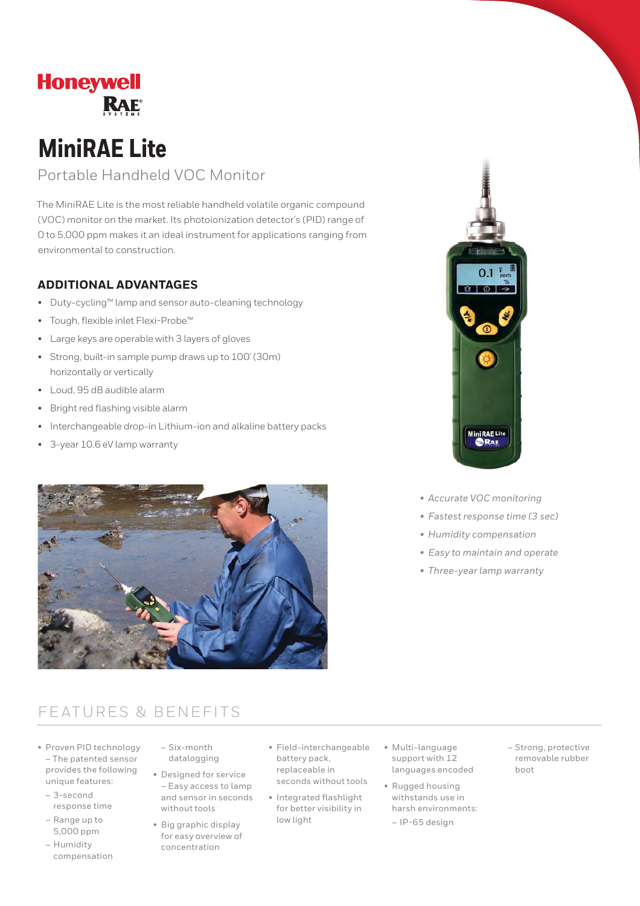Honeywell RAE Systems

# MiniRAE Lite

## Portable Handheld VOC Monitor

The MiniRAE Lite is the most reliable handheld volatile organic compound (VOC) monitor on the market. Its photoionization detector's (PID) range of 0 to 5,000 ppm makes it an ideal instrument for applications ranging from environmental to construction.

### ADDITIONAL ADVANTAGES

- Duty-cycling™ lamp and sensor auto-cleaning technology
- Tough, flexible inlet Flexi-Probe™
- Large keys are operable with 3 layers of gloves
- Strong, built-in sample pump draws up to 100' (30m) horizontally or vertically
- Loud, 95 dB audible alarm
- Bright red flashing visible alarm
- Interchangeable drop-in Lithium-ion and alkaline battery packs
- 3-year 10.6 eV lamp warranty

- *Accurate VOC monitoring*
- *Fastest response time (3 sec)*
- *Humidity compensation*
- *Easy to maintain and operate*
- *Three-year lamp warranty*

## FEATURES & BENEFITS

- Proven PID technology – The patented sensor provides the following unique features:
  - 3-second response time
  - Range up to 5,000 ppm
  - Humidity compensation
  - Six-month datalogging
- Designed for service – Easy access to lamp and sensor in seconds without tools
- Big graphic display for easy overview of concentration
- Field-interchangeable battery pack, replaceable in seconds without tools
- Integrated flashlight for better visibility in low light
- Multi-language support with 12 languages encoded
- Rugged housing withstands use in harsh environments:
  - IP-65 design
  - Strong, protective removable rubber boot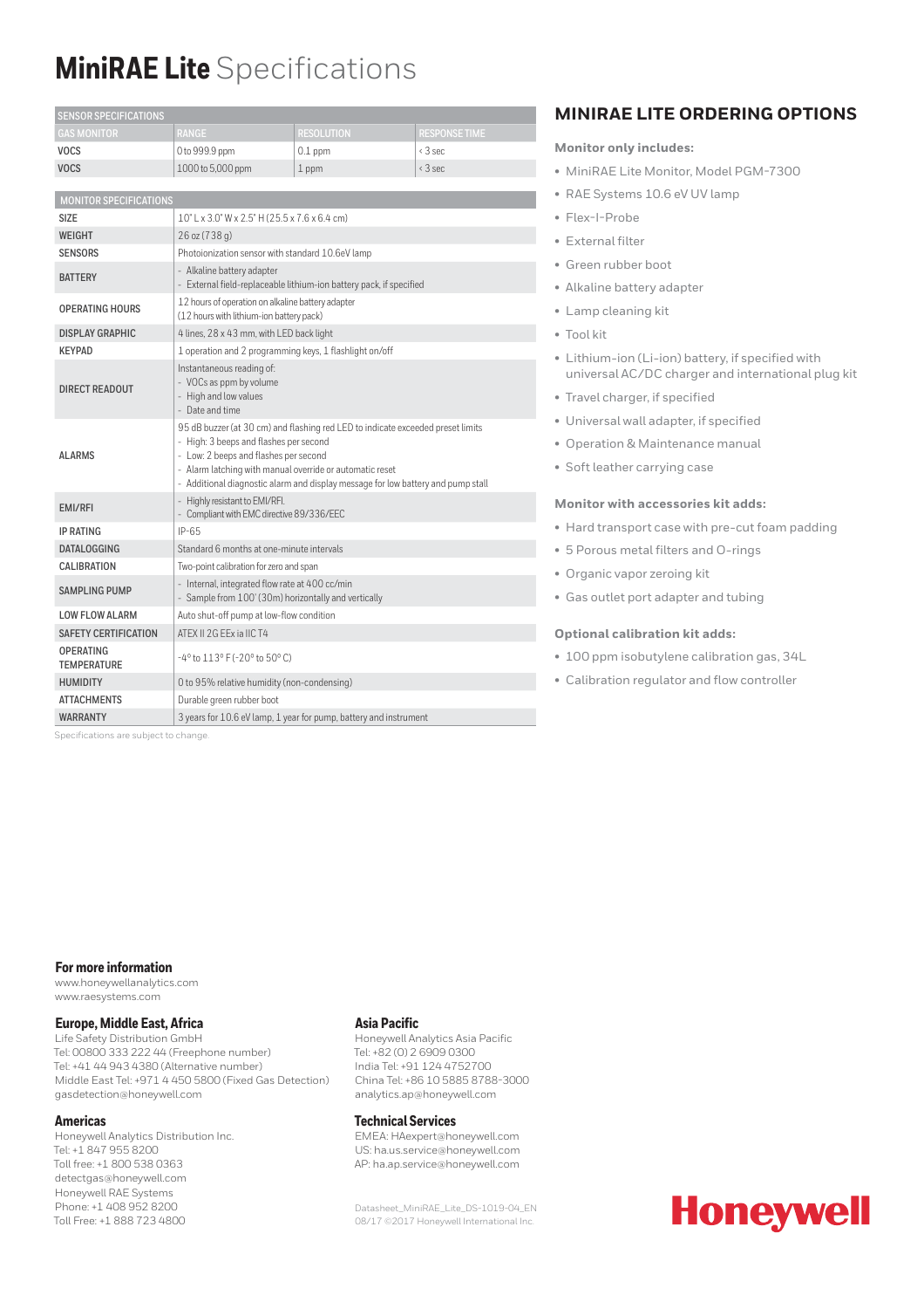# **MiniRAE Lite** Specifications

| SENSOR SPECIFICATIONS | | | |
|---|---|---|---|
| GAS MONITOR | RANGE | RESOLUTION | RESPONSE TIME |
| VOCS | 0 to 999.9 ppm | 0.1 ppm | < 3 sec |
| VOCS | 1000 to 5,000 ppm | 1 ppm | < 3 sec |

| MONITOR SPECIFICATIONS | |
|---|---|
| SIZE | 10" L x 3.0" W x 2.5" H (25.5 x 7.6 x 6.4 cm) |
| WEIGHT | 26 oz (738 g) |
| SENSORS | Photoionization sensor with standard 10.6eV lamp |
| BATTERY | - Alkaline battery adapter<br>- External field-replaceable lithium-ion battery pack, if specified |
| OPERATING HOURS | 12 hours of operation on alkaline battery adapter<br>(12 hours with lithium-ion battery pack) |
| DISPLAY GRAPHIC | 4 lines, 28 x 43 mm, with LED back light |
| KEYPAD | 1 operation and 2 programming keys, 1 flashlight on/off |
| DIRECT READOUT | Instantaneous reading of:<br>- VOCs as ppm by volume<br>- High and low values<br>- Date and time |
| ALARMS | 95 dB buzzer (at 30 cm) and flashing red LED to indicate exceeded preset limits<br>- High: 3 beeps and flashes per second<br>- Low: 2 beeps and flashes per second<br>- Alarm latching with manual override or automatic reset<br>- Additional diagnostic alarm and display message for low battery and pump stall |
| EMI/RFI | - Highly resistant to EMI/RFI.<br>- Compliant with EMC directive 89/336/EEC |
| IP RATING | IP-65 |
| DATALOGGING | Standard 6 months at one-minute intervals |
| CALIBRATION | Two-point calibration for zero and span |
| SAMPLING PUMP | - Internal, integrated flow rate at 400 cc/min<br>- Sample from 100' (30m) horizontally and vertically |
| LOW FLOW ALARM | Auto shut-off pump at low-flow condition |
| SAFETY CERTIFICATION | ATEX II 2G EEx ia IIC T4 |
| OPERATING TEMPERATURE | -4° to 113° F (-20° to 50° C) |
| HUMIDITY | 0 to 95% relative humidity (non-condensing) |
| ATTACHMENTS | Durable green rubber boot |
| WARRANTY | 3 years for 10.6 eV lamp, 1 year for pump, battery and instrument |

Specifications are subject to change.

## MINIRAE LITE ORDERING OPTIONS

**Monitor only includes:**

- MiniRAE Lite Monitor, Model PGM-7300
- RAE Systems 10.6 eV UV lamp
- Flex-I-Probe
- External filter
- Green rubber boot
- Alkaline battery adapter
- Lamp cleaning kit
- Tool kit
- Lithium-ion (Li-ion) battery, if specified with universal AC/DC charger and international plug kit
- Travel charger, if specified
- Universal wall adapter, if specified
- Operation & Maintenance manual
- Soft leather carrying case

**Monitor with accessories kit adds:**

- Hard transport case with pre-cut foam padding
- 5 Porous metal filters and O-rings
- Organic vapor zeroing kit
- Gas outlet port adapter and tubing

**Optional calibration kit adds:**

- 100 ppm isobutylene calibration gas, 34L
- Calibration regulator and flow controller

### For more information

www.honeywellanalytics.com
www.raesystems.com

### Europe, Middle East, Africa

Life Safety Distribution GmbH
Tel: 00800 333 222 44 (Freephone number)
Tel: +41 44 943 4380 (Alternative number)
Middle East Tel: +971 4 450 5800 (Fixed Gas Detection)
gasdetection@honeywell.com

### Americas

Honeywell Analytics Distribution Inc.
Tel: +1 847 955 8200
Toll free: +1 800 538 0363
detectgas@honeywell.com
Honeywell RAE Systems
Phone: +1 408 952 8200
Toll Free: +1 888 723 4800

### Asia Pacific

Honeywell Analytics Asia Pacific
Tel: +82 (0) 2 6909 0300
India Tel: +91 124 4752700
China Tel: +86 10 5885 8788-3000
analytics.ap@honeywell.com

### Technical Services

EMEA: HAexpert@honeywell.com
US: ha.us.service@honeywell.com
AP: ha.ap.service@honeywell.com

Datasheet_MiniRAE_Lite_DS-1019-04_EN
08/17 ©2017 Honeywell International Inc.

**Honeywell**